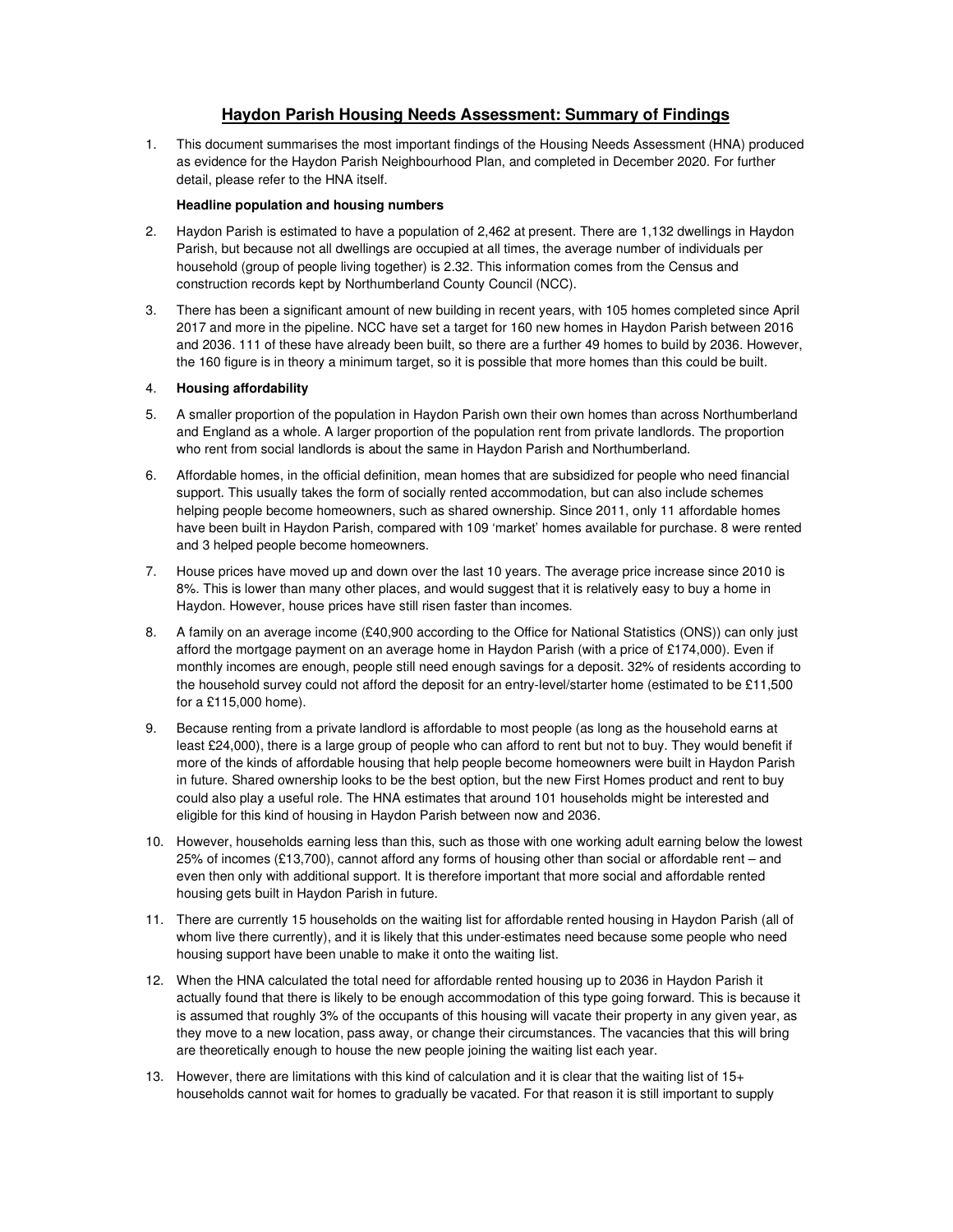# Haydon Parish Housing Needs Assessment: Summary of Findings

1. This document summarises the most important findings of the Housing Needs Assessment (HNA) produced as evidence for the Haydon Parish Neighbourhood Plan, and completed in December 2020. For further detail, please refer to the HNA itself.

   **Headline population and housing numbers**

2. Haydon Parish is estimated to have a population of 2,462 at present. There are 1,132 dwellings in Haydon Parish, but because not all dwellings are occupied at all times, the average number of individuals per household (group of people living together) is 2.32. This information comes from the Census and construction records kept by Northumberland County Council (NCC).

3. There has been a significant amount of new building in recent years, with 105 homes completed since April 2017 and more in the pipeline. NCC have set a target for 160 new homes in Haydon Parish between 2016 and 2036. 111 of these have already been built, so there are a further 49 homes to build by 2036. However, the 160 figure is in theory a minimum target, so it is possible that more homes than this could be built.

4. **Housing affordability**

5. A smaller proportion of the population in Haydon Parish own their own homes than across Northumberland and England as a whole. A larger proportion of the population rent from private landlords. The proportion who rent from social landlords is about the same in Haydon Parish and Northumberland.

6. Affordable homes, in the official definition, mean homes that are subsidized for people who need financial support. This usually takes the form of socially rented accommodation, but can also include schemes helping people become homeowners, such as shared ownership. Since 2011, only 11 affordable homes have been built in Haydon Parish, compared with 109 'market' homes available for purchase. 8 were rented and 3 helped people become homeowners.

7. House prices have moved up and down over the last 10 years. The average price increase since 2010 is 8%. This is lower than many other places, and would suggest that it is relatively easy to buy a home in Haydon. However, house prices have still risen faster than incomes.

8. A family on an average income (£40,900 according to the Office for National Statistics (ONS)) can only just afford the mortgage payment on an average home in Haydon Parish (with a price of £174,000). Even if monthly incomes are enough, people still need enough savings for a deposit. 32% of residents according to the household survey could not afford the deposit for an entry-level/starter home (estimated to be £11,500 for a £115,000 home).

9. Because renting from a private landlord is affordable to most people (as long as the household earns at least £24,000), there is a large group of people who can afford to rent but not to buy. They would benefit if more of the kinds of affordable housing that help people become homeowners were built in Haydon Parish in future. Shared ownership looks to be the best option, but the new First Homes product and rent to buy could also play a useful role. The HNA estimates that around 101 households might be interested and eligible for this kind of housing in Haydon Parish between now and 2036.

10. However, households earning less than this, such as those with one working adult earning below the lowest 25% of incomes (£13,700), cannot afford any forms of housing other than social or affordable rent – and even then only with additional support. It is therefore important that more social and affordable rented housing gets built in Haydon Parish in future.

11. There are currently 15 households on the waiting list for affordable rented housing in Haydon Parish (all of whom live there currently), and it is likely that this under-estimates need because some people who need housing support have been unable to make it onto the waiting list.

12. When the HNA calculated the total need for affordable rented housing up to 2036 in Haydon Parish it actually found that there is likely to be enough accommodation of this type going forward. This is because it is assumed that roughly 3% of the occupants of this housing will vacate their property in any given year, as they move to a new location, pass away, or change their circumstances. The vacancies that this will bring are theoretically enough to house the new people joining the waiting list each year.

13. However, there are limitations with this kind of calculation and it is clear that the waiting list of 15+ households cannot wait for homes to gradually be vacated. For that reason it is still important to supply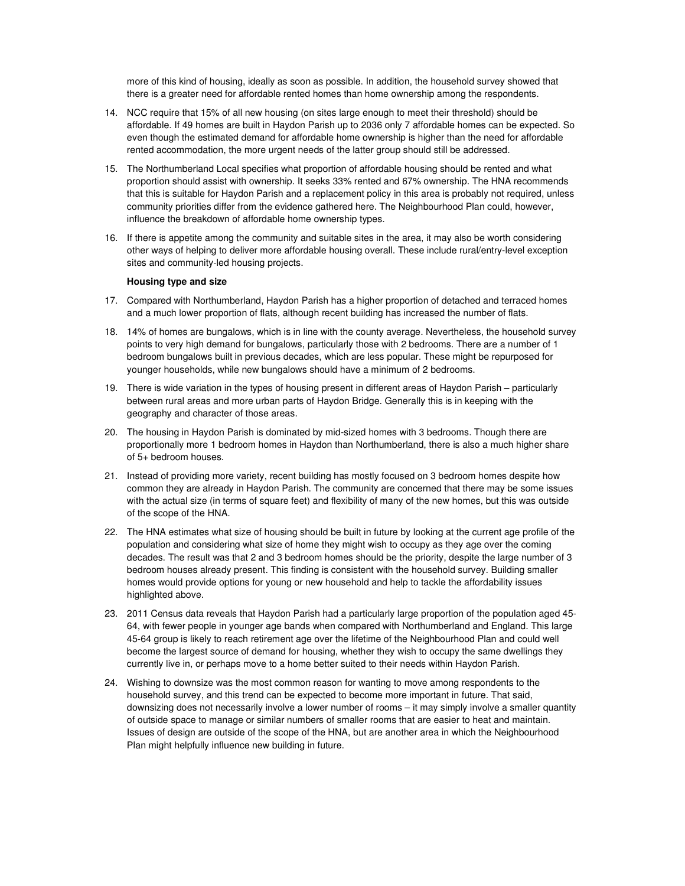more of this kind of housing, ideally as soon as possible. In addition, the household survey showed that there is a greater need for affordable rented homes than home ownership among the respondents.

14. NCC require that 15% of all new housing (on sites large enough to meet their threshold) should be affordable. If 49 homes are built in Haydon Parish up to 2036 only 7 affordable homes can be expected. So even though the estimated demand for affordable home ownership is higher than the need for affordable rented accommodation, the more urgent needs of the latter group should still be addressed.

15. The Northumberland Local specifies what proportion of affordable housing should be rented and what proportion should assist with ownership. It seeks 33% rented and 67% ownership. The HNA recommends that this is suitable for Haydon Parish and a replacement policy in this area is probably not required, unless community priorities differ from the evidence gathered here. The Neighbourhood Plan could, however, influence the breakdown of affordable home ownership types.

16. If there is appetite among the community and suitable sites in the area, it may also be worth considering other ways of helping to deliver more affordable housing overall. These include rural/entry-level exception sites and community-led housing projects.

**Housing type and size**

17. Compared with Northumberland, Haydon Parish has a higher proportion of detached and terraced homes and a much lower proportion of flats, although recent building has increased the number of flats.

18. 14% of homes are bungalows, which is in line with the county average. Nevertheless, the household survey points to very high demand for bungalows, particularly those with 2 bedrooms. There are a number of 1 bedroom bungalows built in previous decades, which are less popular. These might be repurposed for younger households, while new bungalows should have a minimum of 2 bedrooms.

19. There is wide variation in the types of housing present in different areas of Haydon Parish – particularly between rural areas and more urban parts of Haydon Bridge. Generally this is in keeping with the geography and character of those areas.

20. The housing in Haydon Parish is dominated by mid-sized homes with 3 bedrooms. Though there are proportionally more 1 bedroom homes in Haydon than Northumberland, there is also a much higher share of 5+ bedroom houses.

21. Instead of providing more variety, recent building has mostly focused on 3 bedroom homes despite how common they are already in Haydon Parish. The community are concerned that there may be some issues with the actual size (in terms of square feet) and flexibility of many of the new homes, but this was outside of the scope of the HNA.

22. The HNA estimates what size of housing should be built in future by looking at the current age profile of the population and considering what size of home they might wish to occupy as they age over the coming decades. The result was that 2 and 3 bedroom homes should be the priority, despite the large number of 3 bedroom houses already present. This finding is consistent with the household survey. Building smaller homes would provide options for young or new household and help to tackle the affordability issues highlighted above.

23. 2011 Census data reveals that Haydon Parish had a particularly large proportion of the population aged 45-64, with fewer people in younger age bands when compared with Northumberland and England. This large 45-64 group is likely to reach retirement age over the lifetime of the Neighbourhood Plan and could well become the largest source of demand for housing, whether they wish to occupy the same dwellings they currently live in, or perhaps move to a home better suited to their needs within Haydon Parish.

24. Wishing to downsize was the most common reason for wanting to move among respondents to the household survey, and this trend can be expected to become more important in future. That said, downsizing does not necessarily involve a lower number of rooms – it may simply involve a smaller quantity of outside space to manage or similar numbers of smaller rooms that are easier to heat and maintain. Issues of design are outside of the scope of the HNA, but are another area in which the Neighbourhood Plan might helpfully influence new building in future.